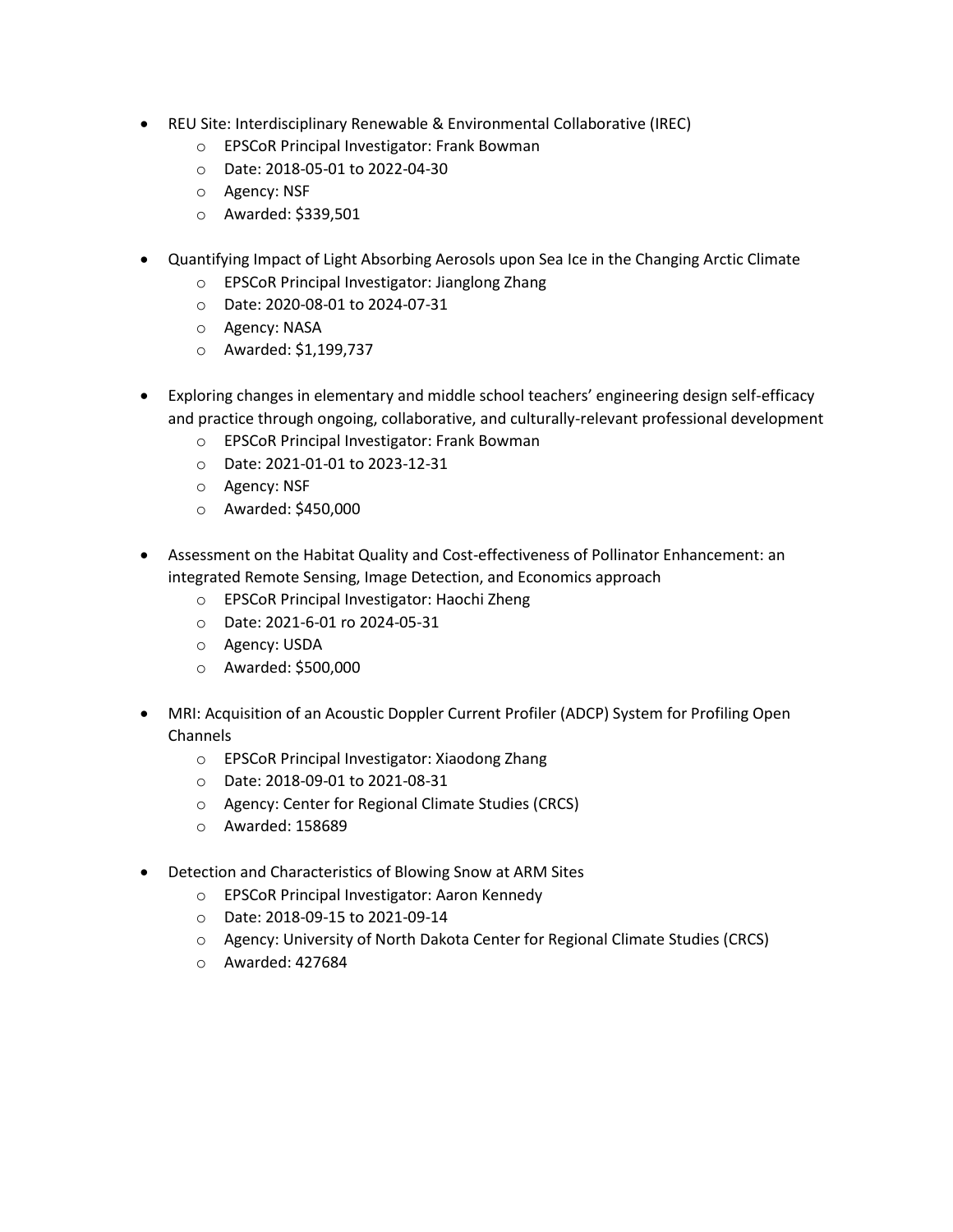- REU Site: Interdisciplinary Renewable & Environmental Collaborative (IREC)
    - EPSCoR Principal Investigator: Frank Bowman
    - Date: 2018-05-01 to 2022-04-30
    - Agency: NSF
    - Awarded: $339,501

- Quantifying Impact of Light Absorbing Aerosols upon Sea Ice in the Changing Arctic Climate
    - EPSCoR Principal Investigator: Jianglong Zhang
    - Date: 2020-08-01 to 2024-07-31
    - Agency: NASA
    - Awarded: $1,199,737

- Exploring changes in elementary and middle school teachers' engineering design self-efficacy and practice through ongoing, collaborative, and culturally-relevant professional development
    - EPSCoR Principal Investigator: Frank Bowman
    - Date: 2021-01-01 to 2023-12-31
    - Agency: NSF
    - Awarded: $450,000

- Assessment on the Habitat Quality and Cost-effectiveness of Pollinator Enhancement: an integrated Remote Sensing, Image Detection, and Economics approach
    - EPSCoR Principal Investigator: Haochi Zheng
    - Date: 2021-6-01 ro 2024-05-31
    - Agency: USDA
    - Awarded: $500,000

- MRI: Acquisition of an Acoustic Doppler Current Profiler (ADCP) System for Profiling Open Channels
    - EPSCoR Principal Investigator: Xiaodong Zhang
    - Date: 2018-09-01 to 2021-08-31
    - Agency: Center for Regional Climate Studies (CRCS)
    - Awarded: 158689

- Detection and Characteristics of Blowing Snow at ARM Sites
    - EPSCoR Principal Investigator: Aaron Kennedy
    - Date: 2018-09-15 to 2021-09-14
    - Agency: University of North Dakota Center for Regional Climate Studies (CRCS)
    - Awarded: 427684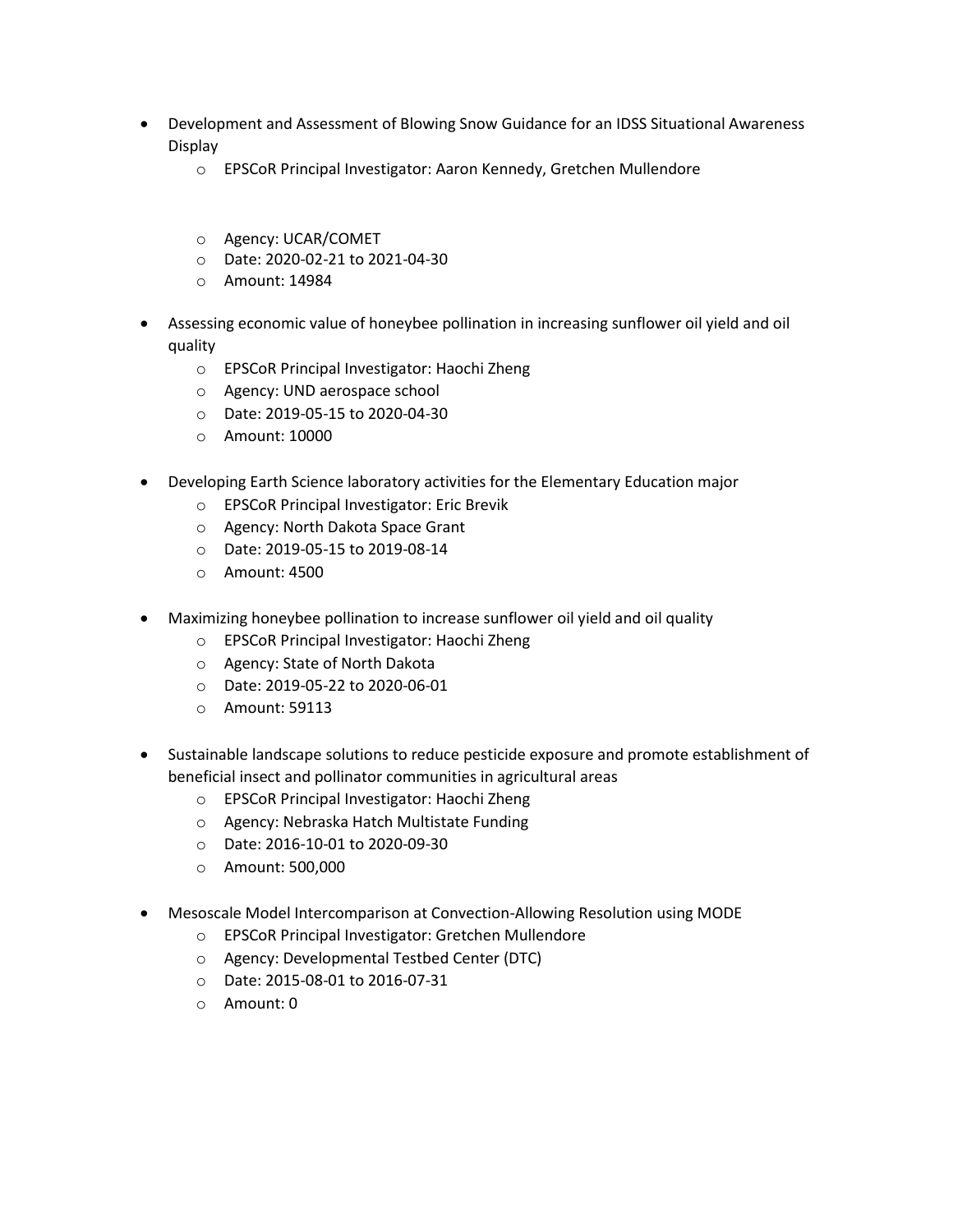- Development and Assessment of Blowing Snow Guidance for an IDSS Situational Awareness Display
    - EPSCoR Principal Investigator: Aaron Kennedy, Gretchen Mullendore
    - Agency: UCAR/COMET
    - Date: 2020-02-21 to 2021-04-30
    - Amount: 14984
- Assessing economic value of honeybee pollination in increasing sunflower oil yield and oil quality
    - EPSCoR Principal Investigator: Haochi Zheng
    - Agency: UND aerospace school
    - Date: 2019-05-15 to 2020-04-30
    - Amount: 10000
- Developing Earth Science laboratory activities for the Elementary Education major
    - EPSCoR Principal Investigator: Eric Brevik
    - Agency: North Dakota Space Grant
    - Date: 2019-05-15 to 2019-08-14
    - Amount: 4500
- Maximizing honeybee pollination to increase sunflower oil yield and oil quality
    - EPSCoR Principal Investigator: Haochi Zheng
    - Agency: State of North Dakota
    - Date: 2019-05-22 to 2020-06-01
    - Amount: 59113
- Sustainable landscape solutions to reduce pesticide exposure and promote establishment of beneficial insect and pollinator communities in agricultural areas
    - EPSCoR Principal Investigator: Haochi Zheng
    - Agency: Nebraska Hatch Multistate Funding
    - Date: 2016-10-01 to 2020-09-30
    - Amount: 500,000
- Mesoscale Model Intercomparison at Convection-Allowing Resolution using MODE
    - EPSCoR Principal Investigator: Gretchen Mullendore
    - Agency: Developmental Testbed Center (DTC)
    - Date: 2015-08-01 to 2016-07-31
    - Amount: 0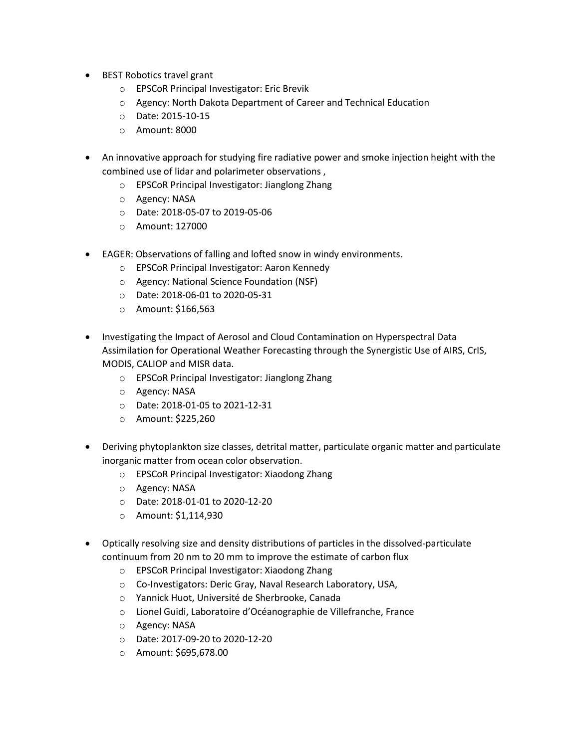- BEST Robotics travel grant
    - EPSCoR Principal Investigator: Eric Brevik
    - Agency: North Dakota Department of Career and Technical Education
    - Date: 2015-10-15
    - Amount: 8000

- An innovative approach for studying fire radiative power and smoke injection height with the combined use of lidar and polarimeter observations ,
    - EPSCoR Principal Investigator: Jianglong Zhang
    - Agency: NASA
    - Date: 2018-05-07 to 2019-05-06
    - Amount: 127000

- EAGER: Observations of falling and lofted snow in windy environments.
    - EPSCoR Principal Investigator: Aaron Kennedy
    - Agency: National Science Foundation (NSF)
    - Date: 2018-06-01 to 2020-05-31
    - Amount: $166,563

- Investigating the Impact of Aerosol and Cloud Contamination on Hyperspectral Data Assimilation for Operational Weather Forecasting through the Synergistic Use of AIRS, CrIS, MODIS, CALIOP and MISR data.
    - EPSCoR Principal Investigator: Jianglong Zhang
    - Agency: NASA
    - Date: 2018-01-05 to 2021-12-31
    - Amount: $225,260

- Deriving phytoplankton size classes, detrital matter, particulate organic matter and particulate inorganic matter from ocean color observation.
    - EPSCoR Principal Investigator: Xiaodong Zhang
    - Agency: NASA
    - Date: 2018-01-01 to 2020-12-20
    - Amount: $1,114,930

- Optically resolving size and density distributions of particles in the dissolved-particulate continuum from 20 nm to 20 mm to improve the estimate of carbon flux
    - EPSCoR Principal Investigator: Xiaodong Zhang
    - Co-Investigators: Deric Gray, Naval Research Laboratory, USA,
    - Yannick Huot, Université de Sherbrooke, Canada
    - Lionel Guidi, Laboratoire d'Océanographie de Villefranche, France
    - Agency: NASA
    - Date: 2017-09-20 to 2020-12-20
    - Amount: $695,678.00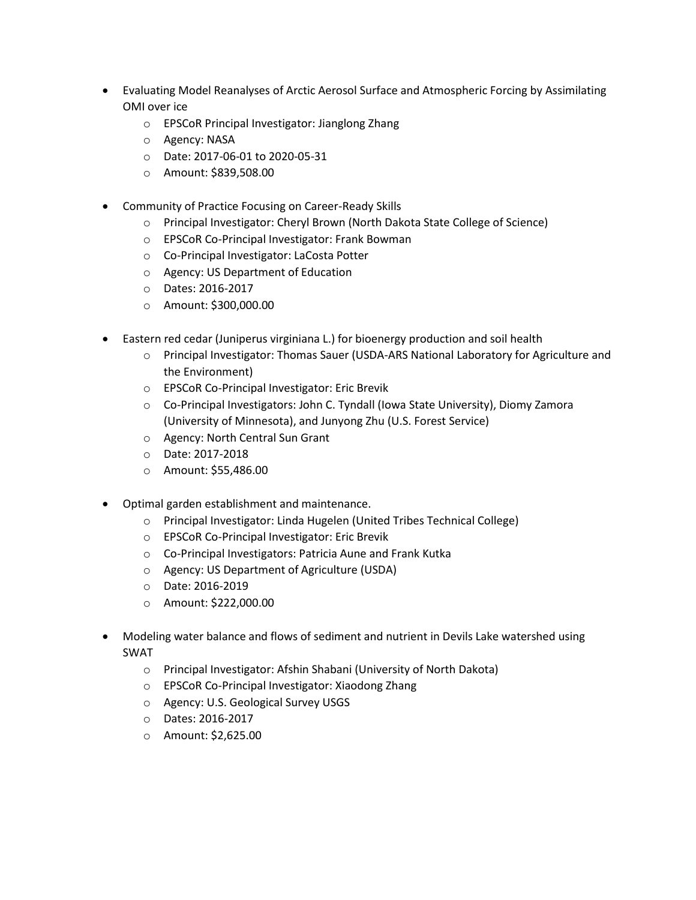- Evaluating Model Reanalyses of Arctic Aerosol Surface and Atmospheric Forcing by Assimilating OMI over ice
    - EPSCoR Principal Investigator: Jianglong Zhang
    - Agency: NASA
    - Date: 2017-06-01 to 2020-05-31
    - Amount: $839,508.00

- Community of Practice Focusing on Career-Ready Skills
    - Principal Investigator: Cheryl Brown (North Dakota State College of Science)
    - EPSCoR Co-Principal Investigator: Frank Bowman
    - Co-Principal Investigator: LaCosta Potter
    - Agency: US Department of Education
    - Dates: 2016-2017
    - Amount: $300,000.00

- Eastern red cedar (Juniperus virginiana L.) for bioenergy production and soil health
    - Principal Investigator: Thomas Sauer (USDA-ARS National Laboratory for Agriculture and the Environment)
    - EPSCoR Co-Principal Investigator: Eric Brevik
    - Co-Principal Investigators: John C. Tyndall (Iowa State University), Diomy Zamora (University of Minnesota), and Junyong Zhu (U.S. Forest Service)
    - Agency: North Central Sun Grant
    - Date: 2017-2018
    - Amount: $55,486.00

- Optimal garden establishment and maintenance.
    - Principal Investigator: Linda Hugelen (United Tribes Technical College)
    - EPSCoR Co-Principal Investigator: Eric Brevik
    - Co-Principal Investigators: Patricia Aune and Frank Kutka
    - Agency: US Department of Agriculture (USDA)
    - Date: 2016-2019
    - Amount: $222,000.00

- Modeling water balance and flows of sediment and nutrient in Devils Lake watershed using SWAT
    - Principal Investigator: Afshin Shabani (University of North Dakota)
    - EPSCoR Co-Principal Investigator: Xiaodong Zhang
    - Agency: U.S. Geological Survey USGS
    - Dates: 2016-2017
    - Amount: $2,625.00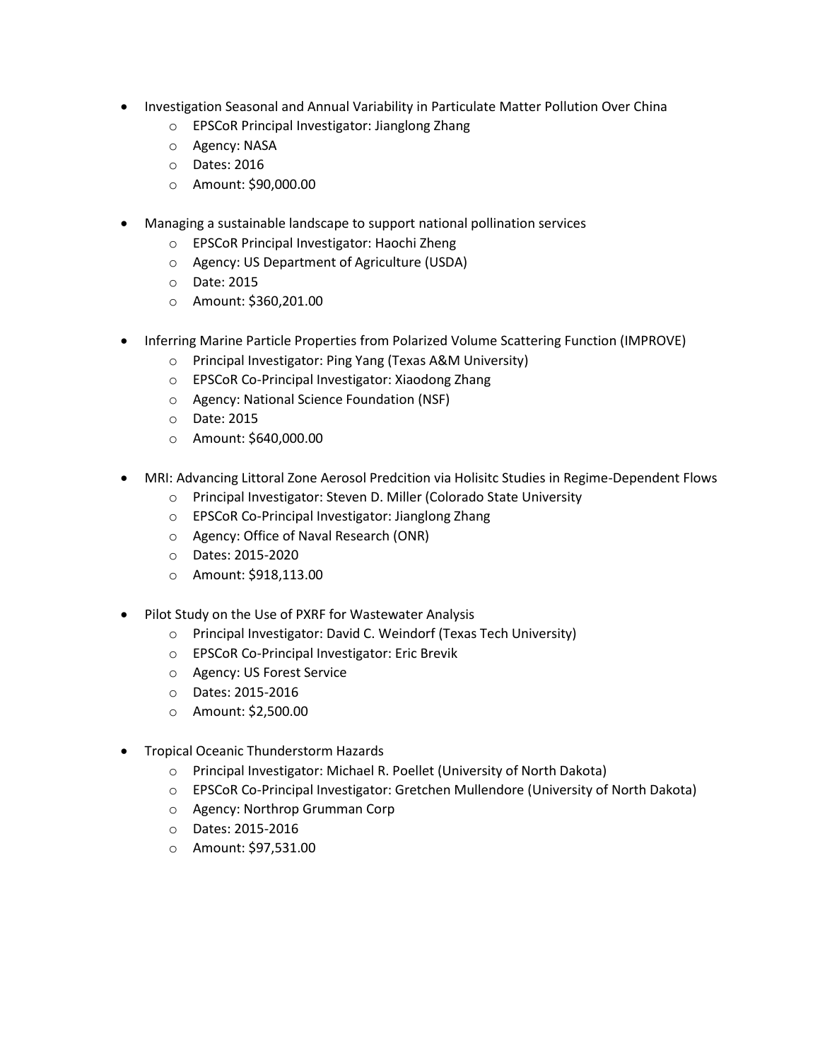- Investigation Seasonal and Annual Variability in Particulate Matter Pollution Over China
    - EPSCoR Principal Investigator: Jianglong Zhang
    - Agency: NASA
    - Dates: 2016
    - Amount: $90,000.00

- Managing a sustainable landscape to support national pollination services
    - EPSCoR Principal Investigator: Haochi Zheng
    - Agency: US Department of Agriculture (USDA)
    - Date: 2015
    - Amount: $360,201.00

- Inferring Marine Particle Properties from Polarized Volume Scattering Function (IMPROVE)
    - Principal Investigator: Ping Yang (Texas A&M University)
    - EPSCoR Co-Principal Investigator: Xiaodong Zhang
    - Agency: National Science Foundation (NSF)
    - Date: 2015
    - Amount: $640,000.00

- MRI: Advancing Littoral Zone Aerosol Predcition via Holisitc Studies in Regime-Dependent Flows
    - Principal Investigator: Steven D. Miller (Colorado State University
    - EPSCoR Co-Principal Investigator: Jianglong Zhang
    - Agency: Office of Naval Research (ONR)
    - Dates: 2015-2020
    - Amount: $918,113.00

- Pilot Study on the Use of PXRF for Wastewater Analysis
    - Principal Investigator: David C. Weindorf (Texas Tech University)
    - EPSCoR Co-Principal Investigator: Eric Brevik
    - Agency: US Forest Service
    - Dates: 2015-2016
    - Amount: $2,500.00

- Tropical Oceanic Thunderstorm Hazards
    - Principal Investigator: Michael R. Poellet (University of North Dakota)
    - EPSCoR Co-Principal Investigator: Gretchen Mullendore (University of North Dakota)
    - Agency: Northrop Grumman Corp
    - Dates: 2015-2016
    - Amount: $97,531.00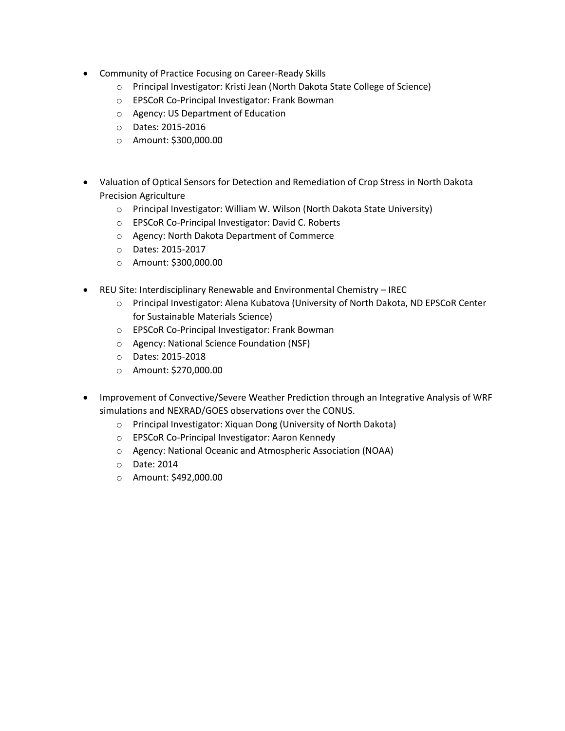- Community of Practice Focusing on Career-Ready Skills
  - Principal Investigator: Kristi Jean (North Dakota State College of Science)
  - EPSCoR Co-Principal Investigator: Frank Bowman
  - Agency: US Department of Education
  - Dates: 2015-2016
  - Amount: $300,000.00

- Valuation of Optical Sensors for Detection and Remediation of Crop Stress in North Dakota Precision Agriculture
  - Principal Investigator: William W. Wilson (North Dakota State University)
  - EPSCoR Co-Principal Investigator: David C. Roberts
  - Agency: North Dakota Department of Commerce
  - Dates: 2015-2017
  - Amount: $300,000.00

- REU Site: Interdisciplinary Renewable and Environmental Chemistry – IREC
  - Principal Investigator: Alena Kubatova (University of North Dakota, ND EPSCoR Center for Sustainable Materials Science)
  - EPSCoR Co-Principal Investigator: Frank Bowman
  - Agency: National Science Foundation (NSF)
  - Dates: 2015-2018
  - Amount: $270,000.00

- Improvement of Convective/Severe Weather Prediction through an Integrative Analysis of WRF simulations and NEXRAD/GOES observations over the CONUS.
  - Principal Investigator: Xiquan Dong (University of North Dakota)
  - EPSCoR Co-Principal Investigator: Aaron Kennedy
  - Agency: National Oceanic and Atmospheric Association (NOAA)
  - Date: 2014
  - Amount: $492,000.00